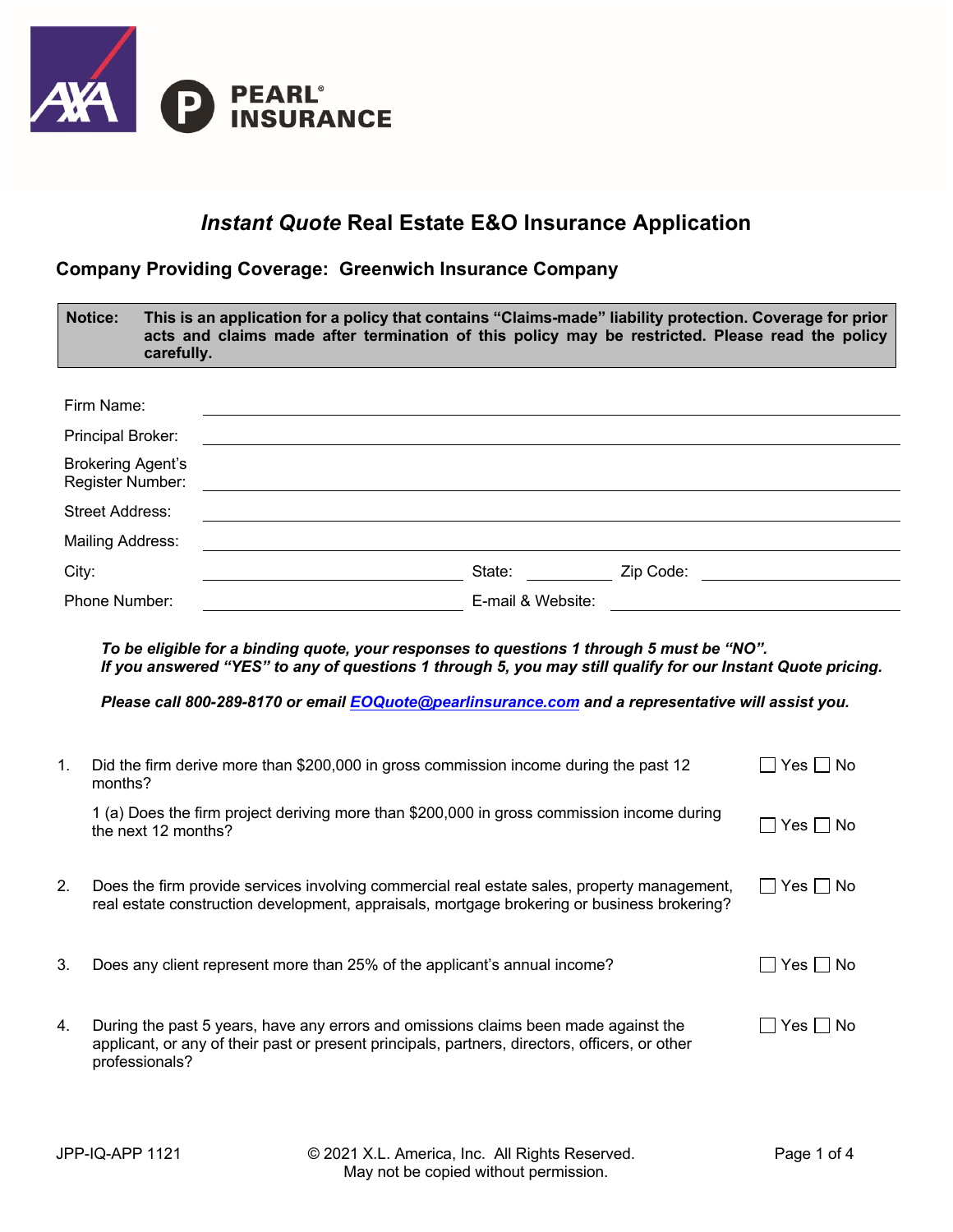AXA PEARL® INSURANCE

# *Instant Quote* Real Estate E&O Insurance Application

## Company Providing Coverage: Greenwich Insurance Company

**Notice: This is an application for a policy that contains "Claims-made" liability protection. Coverage for prior acts and claims made after termination of this policy may be restricted. Please read the policy carefully.**

Firm Name: ______________________________

Principal Broker: ______________________________

Brokering Agent's Register Number: ______________________________

Street Address: ______________________________

Mailing Address: ______________________________

City: ____________________ State: __________ Zip Code: ____________________

Phone Number: ____________________ E-mail & Website: ____________________

***To be eligible for a binding quote, your responses to questions 1 through 5 must be "NO".***
***If you answered "YES" to any of questions 1 through 5, you may still qualify for our Instant Quote pricing.***

***Please call 800-289-8170 or email EOQuote@pearlinsurance.com and a representative will assist you.***

1. Did the firm derive more than $200,000 in gross commission income during the past 12 months? ☐ Yes ☐ No

   1 (a) Does the firm project deriving more than $200,000 in gross commission income during the next 12 months? ☐ Yes ☐ No

2. Does the firm provide services involving commercial real estate sales, property management, real estate construction development, appraisals, mortgage brokering or business brokering? ☐ Yes ☐ No

3. Does any client represent more than 25% of the applicant's annual income? ☐ Yes ☐ No

4. During the past 5 years, have any errors and omissions claims been made against the applicant, or any of their past or present principals, partners, directors, officers, or other professionals? ☐ Yes ☐ No

JPP-IQ-APP 1121 © 2021 X.L. America, Inc. All Rights Reserved. May not be copied without permission.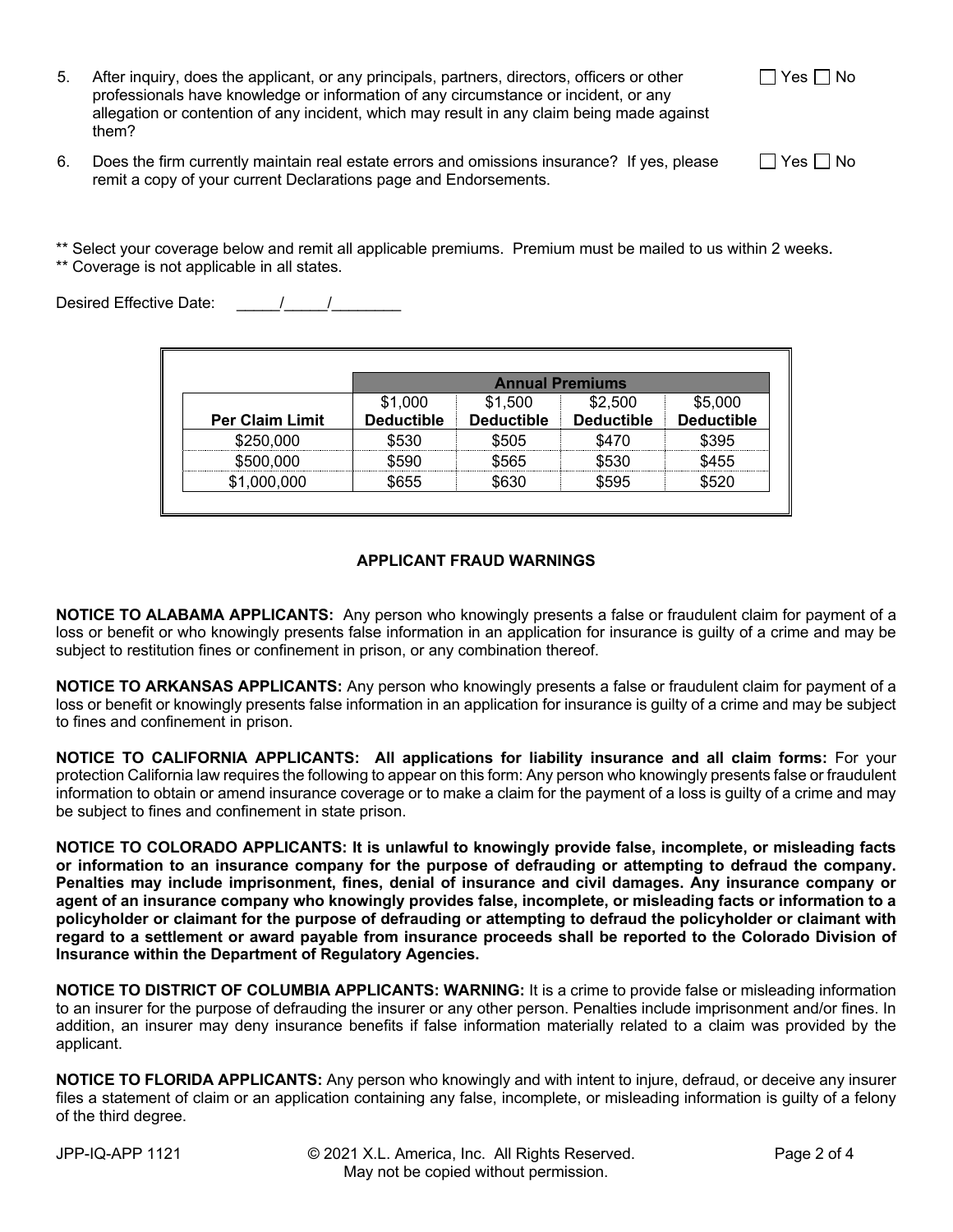5. After inquiry, does the applicant, or any principals, partners, directors, officers or other professionals have knowledge or information of any circumstance or incident, or any allegation or contention of any incident, which may result in any claim being made against them? ☐ Yes ☐ No

6. Does the firm currently maintain real estate errors and omissions insurance? If yes, please remit a copy of your current Declarations page and Endorsements. ☐ Yes ☐ No

** Select your coverage below and remit all applicable premiums. Premium must be mailed to us within 2 weeks.
** Coverage is not applicable in all states.

Desired Effective Date: _____/_____/________

| | **Annual Premiums** | | | |
|---|---|---|---|---|
| **Per Claim Limit** | $1,000 **Deductible** | $1,500 **Deductible** | $2,500 **Deductible** | $5,000 **Deductible** |
| $250,000 | $530 | $505 | $470 | $395 |
| $500,000 | $590 | $565 | $530 | $455 |
| $1,000,000 | $655 | $630 | $595 | $520 |

## APPLICANT FRAUD WARNINGS

**NOTICE TO ALABAMA APPLICANTS:** Any person who knowingly presents a false or fraudulent claim for payment of a loss or benefit or who knowingly presents false information in an application for insurance is guilty of a crime and may be subject to restitution fines or confinement in prison, or any combination thereof.

**NOTICE TO ARKANSAS APPLICANTS:** Any person who knowingly presents a false or fraudulent claim for payment of a loss or benefit or knowingly presents false information in an application for insurance is guilty of a crime and may be subject to fines and confinement in prison.

**NOTICE TO CALIFORNIA APPLICANTS: All applications for liability insurance and all claim forms:** For your protection California law requires the following to appear on this form: Any person who knowingly presents false or fraudulent information to obtain or amend insurance coverage or to make a claim for the payment of a loss is guilty of a crime and may be subject to fines and confinement in state prison.

**NOTICE TO COLORADO APPLICANTS: It is unlawful to knowingly provide false, incomplete, or misleading facts or information to an insurance company for the purpose of defrauding or attempting to defraud the company. Penalties may include imprisonment, fines, denial of insurance and civil damages. Any insurance company or agent of an insurance company who knowingly provides false, incomplete, or misleading facts or information to a policyholder or claimant for the purpose of defrauding or attempting to defraud the policyholder or claimant with regard to a settlement or award payable from insurance proceeds shall be reported to the Colorado Division of Insurance within the Department of Regulatory Agencies.**

**NOTICE TO DISTRICT OF COLUMBIA APPLICANTS: WARNING:** It is a crime to provide false or misleading information to an insurer for the purpose of defrauding the insurer or any other person. Penalties include imprisonment and/or fines. In addition, an insurer may deny insurance benefits if false information materially related to a claim was provided by the applicant.

**NOTICE TO FLORIDA APPLICANTS:** Any person who knowingly and with intent to injure, defraud, or deceive any insurer files a statement of claim or an application containing any false, incomplete, or misleading information is guilty of a felony of the third degree.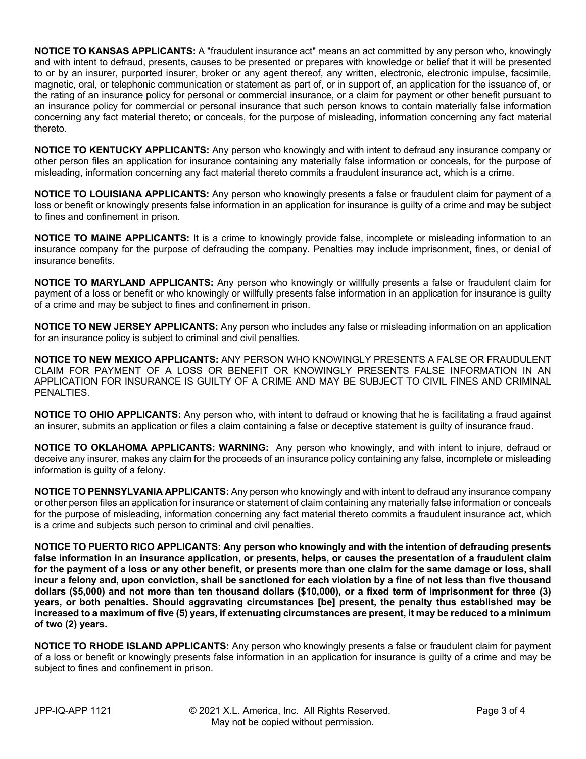**NOTICE TO KANSAS APPLICANTS:** A "fraudulent insurance act" means an act committed by any person who, knowingly and with intent to defraud, presents, causes to be presented or prepares with knowledge or belief that it will be presented to or by an insurer, purported insurer, broker or any agent thereof, any written, electronic, electronic impulse, facsimile, magnetic, oral, or telephonic communication or statement as part of, or in support of, an application for the issuance of, or the rating of an insurance policy for personal or commercial insurance, or a claim for payment or other benefit pursuant to an insurance policy for commercial or personal insurance that such person knows to contain materially false information concerning any fact material thereto; or conceals, for the purpose of misleading, information concerning any fact material thereto.

**NOTICE TO KENTUCKY APPLICANTS:** Any person who knowingly and with intent to defraud any insurance company or other person files an application for insurance containing any materially false information or conceals, for the purpose of misleading, information concerning any fact material thereto commits a fraudulent insurance act, which is a crime.

**NOTICE TO LOUISIANA APPLICANTS:** Any person who knowingly presents a false or fraudulent claim for payment of a loss or benefit or knowingly presents false information in an application for insurance is guilty of a crime and may be subject to fines and confinement in prison.

**NOTICE TO MAINE APPLICANTS:** It is a crime to knowingly provide false, incomplete or misleading information to an insurance company for the purpose of defrauding the company. Penalties may include imprisonment, fines, or denial of insurance benefits.

**NOTICE TO MARYLAND APPLICANTS:** Any person who knowingly or willfully presents a false or fraudulent claim for payment of a loss or benefit or who knowingly or willfully presents false information in an application for insurance is guilty of a crime and may be subject to fines and confinement in prison.

**NOTICE TO NEW JERSEY APPLICANTS:** Any person who includes any false or misleading information on an application for an insurance policy is subject to criminal and civil penalties.

**NOTICE TO NEW MEXICO APPLICANTS:** ANY PERSON WHO KNOWINGLY PRESENTS A FALSE OR FRAUDULENT CLAIM FOR PAYMENT OF A LOSS OR BENEFIT OR KNOWINGLY PRESENTS FALSE INFORMATION IN AN APPLICATION FOR INSURANCE IS GUILTY OF A CRIME AND MAY BE SUBJECT TO CIVIL FINES AND CRIMINAL PENALTIES.

**NOTICE TO OHIO APPLICANTS:** Any person who, with intent to defraud or knowing that he is facilitating a fraud against an insurer, submits an application or files a claim containing a false or deceptive statement is guilty of insurance fraud.

**NOTICE TO OKLAHOMA APPLICANTS: WARNING:** Any person who knowingly, and with intent to injure, defraud or deceive any insurer, makes any claim for the proceeds of an insurance policy containing any false, incomplete or misleading information is guilty of a felony.

**NOTICE TO PENNSYLVANIA APPLICANTS:** Any person who knowingly and with intent to defraud any insurance company or other person files an application for insurance or statement of claim containing any materially false information or conceals for the purpose of misleading, information concerning any fact material thereto commits a fraudulent insurance act, which is a crime and subjects such person to criminal and civil penalties.

**NOTICE TO PUERTO RICO APPLICANTS: Any person who knowingly and with the intention of defrauding presents false information in an insurance application, or presents, helps, or causes the presentation of a fraudulent claim for the payment of a loss or any other benefit, or presents more than one claim for the same damage or loss, shall incur a felony and, upon conviction, shall be sanctioned for each violation by a fine of not less than five thousand dollars ($5,000) and not more than ten thousand dollars ($10,000), or a fixed term of imprisonment for three (3) years, or both penalties. Should aggravating circumstances [be] present, the penalty thus established may be increased to a maximum of five (5) years, if extenuating circumstances are present, it may be reduced to a minimum of two (2) years.**

**NOTICE TO RHODE ISLAND APPLICANTS:** Any person who knowingly presents a false or fraudulent claim for payment of a loss or benefit or knowingly presents false information in an application for insurance is guilty of a crime and may be subject to fines and confinement in prison.

JPP-IQ-APP 1121 © 2021 X.L. America, Inc. All Rights Reserved. May not be copied without permission.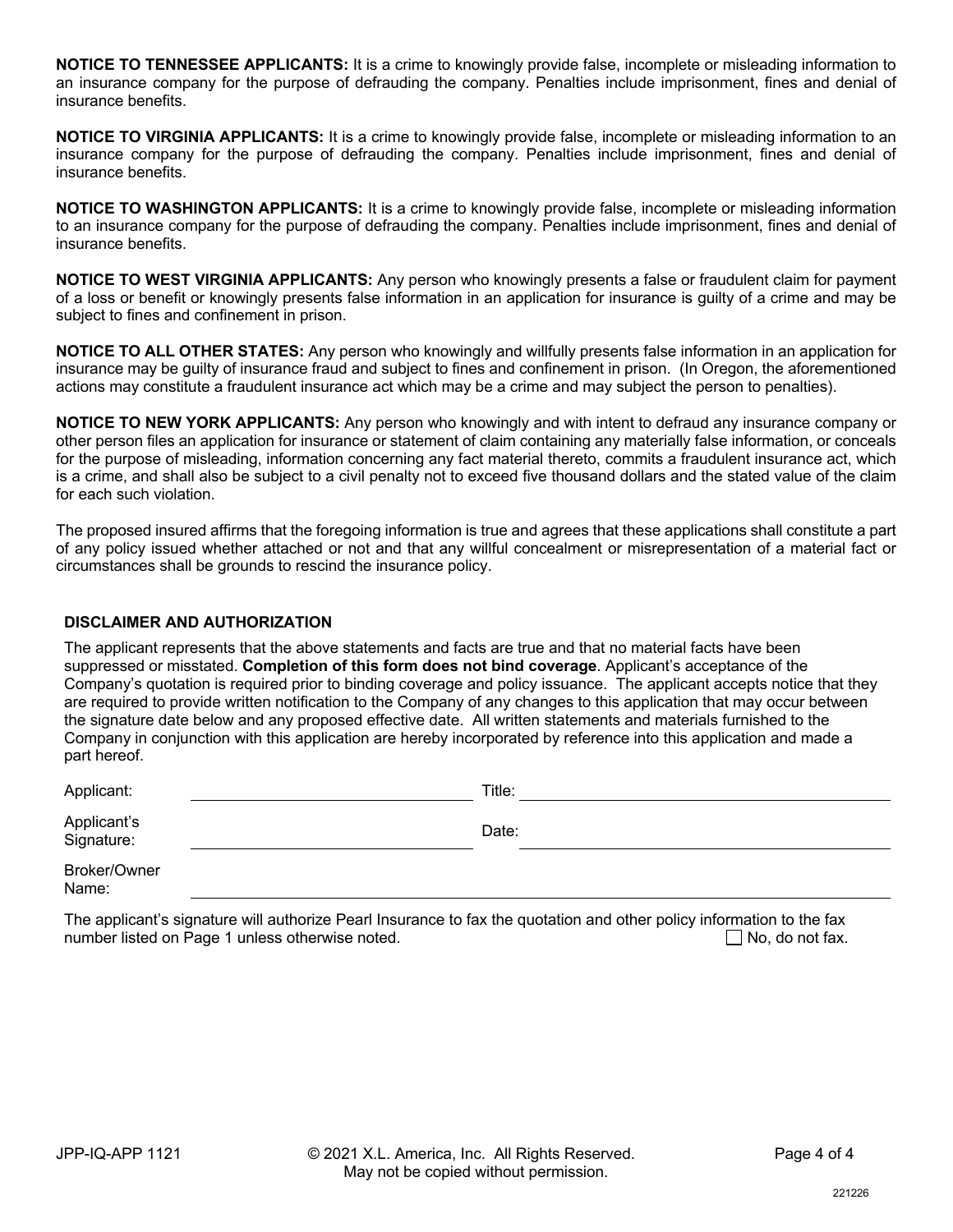**NOTICE TO TENNESSEE APPLICANTS:** It is a crime to knowingly provide false, incomplete or misleading information to an insurance company for the purpose of defrauding the company. Penalties include imprisonment, fines and denial of insurance benefits.

**NOTICE TO VIRGINIA APPLICANTS:** It is a crime to knowingly provide false, incomplete or misleading information to an insurance company for the purpose of defrauding the company. Penalties include imprisonment, fines and denial of insurance benefits.

**NOTICE TO WASHINGTON APPLICANTS:** It is a crime to knowingly provide false, incomplete or misleading information to an insurance company for the purpose of defrauding the company. Penalties include imprisonment, fines and denial of insurance benefits.

**NOTICE TO WEST VIRGINIA APPLICANTS:** Any person who knowingly presents a false or fraudulent claim for payment of a loss or benefit or knowingly presents false information in an application for insurance is guilty of a crime and may be subject to fines and confinement in prison.

**NOTICE TO ALL OTHER STATES:** Any person who knowingly and willfully presents false information in an application for insurance may be guilty of insurance fraud and subject to fines and confinement in prison. (In Oregon, the aforementioned actions may constitute a fraudulent insurance act which may be a crime and may subject the person to penalties).

**NOTICE TO NEW YORK APPLICANTS:** Any person who knowingly and with intent to defraud any insurance company or other person files an application for insurance or statement of claim containing any materially false information, or conceals for the purpose of misleading, information concerning any fact material thereto, commits a fraudulent insurance act, which is a crime, and shall also be subject to a civil penalty not to exceed five thousand dollars and the stated value of the claim for each such violation.

The proposed insured affirms that the foregoing information is true and agrees that these applications shall constitute a part of any policy issued whether attached or not and that any willful concealment or misrepresentation of a material fact or circumstances shall be grounds to rescind the insurance policy.

### DISCLAIMER AND AUTHORIZATION

The applicant represents that the above statements and facts are true and that no material facts have been suppressed or misstated. **Completion of this form does not bind coverage**. Applicant's acceptance of the Company's quotation is required prior to binding coverage and policy issuance. The applicant accepts notice that they are required to provide written notification to the Company of any changes to this application that may occur between the signature date below and any proposed effective date. All written statements and materials furnished to the Company in conjunction with this application are hereby incorporated by reference into this application and made a part hereof.

Applicant: ______________________ Title: ______________________

Applicant's Signature: ______________________ Date: ______________________

Broker/Owner Name: ______________________

The applicant's signature will authorize Pearl Insurance to fax the quotation and other policy information to the fax number listed on Page 1 unless otherwise noted. ☐ No, do not fax.

JPP-IQ-APP 1121 © 2021 X.L. America, Inc. All Rights Reserved. May not be copied without permission.

221226